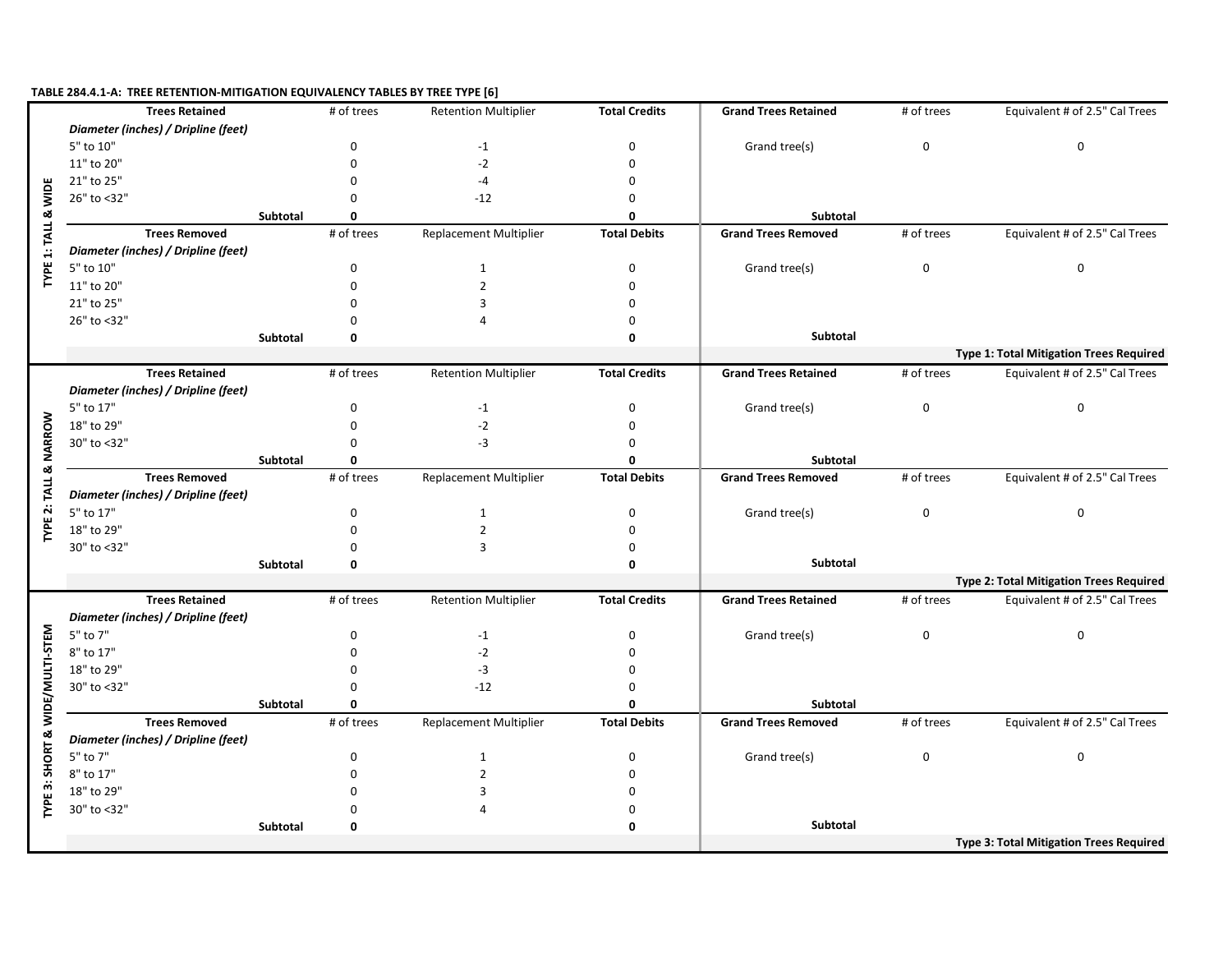**TABLE 284.4.1-A: TREE RETENTION-MITIGATION EQUIVALENCY TABLES BY TREE TYPE [6]**

**TYPE 1: TALL & WIDE**

| Trees Retained | # of trees | Retention Multiplier | Total Credits | Grand Trees Retained | # of trees | Equivalent # of 2.5" Cal Trees |
|---|---|---|---|---|---|---|
| *Diameter (inches) / Dripline (feet)* | | | | | | |
| 5" to 10" | 0 | -1 | 0 | Grand tree(s) | 0 | 0 |
| 11" to 20" | 0 | -2 | 0 | | | |
| 21" to 25" | 0 | -4 | 0 | | | |
| 26" to <32" | 0 | -12 | 0 | | | |
| **Subtotal** | **0** | | **0** | **Subtotal** | | |
| **Trees Removed** | # of trees | Replacement Multiplier | **Total Debits** | **Grand Trees Removed** | # of trees | Equivalent # of 2.5" Cal Trees |
| *Diameter (inches) / Dripline (feet)* | | | | | | |
| 5" to 10" | 0 | 1 | 0 | Grand tree(s) | 0 | 0 |
| 11" to 20" | 0 | 2 | 0 | | | |
| 21" to 25" | 0 | 3 | 0 | | | |
| 26" to <32" | 0 | 4 | 0 | | | |
| **Subtotal** | **0** | | **0** | **Subtotal** | | |
| | | | | | | **Type 1: Total Mitigation Trees Required** |

**TYPE 2: TALL & NARROW**

| Trees Retained | # of trees | Retention Multiplier | Total Credits | Grand Trees Retained | # of trees | Equivalent # of 2.5" Cal Trees |
|---|---|---|---|---|---|---|
| *Diameter (inches) / Dripline (feet)* | | | | | | |
| 5" to 17" | 0 | -1 | 0 | Grand tree(s) | 0 | 0 |
| 18" to 29" | 0 | -2 | 0 | | | |
| 30" to <32" | 0 | -3 | 0 | | | |
| **Subtotal** | **0** | | **0** | **Subtotal** | | |
| **Trees Removed** | # of trees | Replacement Multiplier | **Total Debits** | **Grand Trees Removed** | # of trees | Equivalent # of 2.5" Cal Trees |
| *Diameter (inches) / Dripline (feet)* | | | | | | |
| 5" to 17" | 0 | 1 | 0 | Grand tree(s) | 0 | 0 |
| 18" to 29" | 0 | 2 | 0 | | | |
| 30" to <32" | 0 | 3 | 0 | | | |
| **Subtotal** | **0** | | **0** | **Subtotal** | | |
| | | | | | | **Type 2: Total Mitigation Trees Required** |

**TYPE 3: SHORT & WIDE/MULTI-STEM**

| Trees Retained | # of trees | Retention Multiplier | Total Credits | Grand Trees Retained | # of trees | Equivalent # of 2.5" Cal Trees |
|---|---|---|---|---|---|---|
| *Diameter (inches) / Dripline (feet)* | | | | | | |
| 5" to 7" | 0 | -1 | 0 | Grand tree(s) | 0 | 0 |
| 8" to 17" | 0 | -2 | 0 | | | |
| 18" to 29" | 0 | -3 | 0 | | | |
| 30" to <32" | 0 | -12 | 0 | | | |
| **Subtotal** | **0** | | **0** | **Subtotal** | | |
| **Trees Removed** | # of trees | Replacement Multiplier | **Total Debits** | **Grand Trees Removed** | # of trees | Equivalent # of 2.5" Cal Trees |
| *Diameter (inches) / Dripline (feet)* | | | | | | |
| 5" to 7" | 0 | 1 | 0 | Grand tree(s) | 0 | 0 |
| 8" to 17" | 0 | 2 | 0 | | | |
| 18" to 29" | 0 | 3 | 0 | | | |
| 30" to <32" | 0 | 4 | 0 | | | |
| **Subtotal** | **0** | | **0** | **Subtotal** | | |
| | | | | | | **Type 3: Total Mitigation Trees Required** |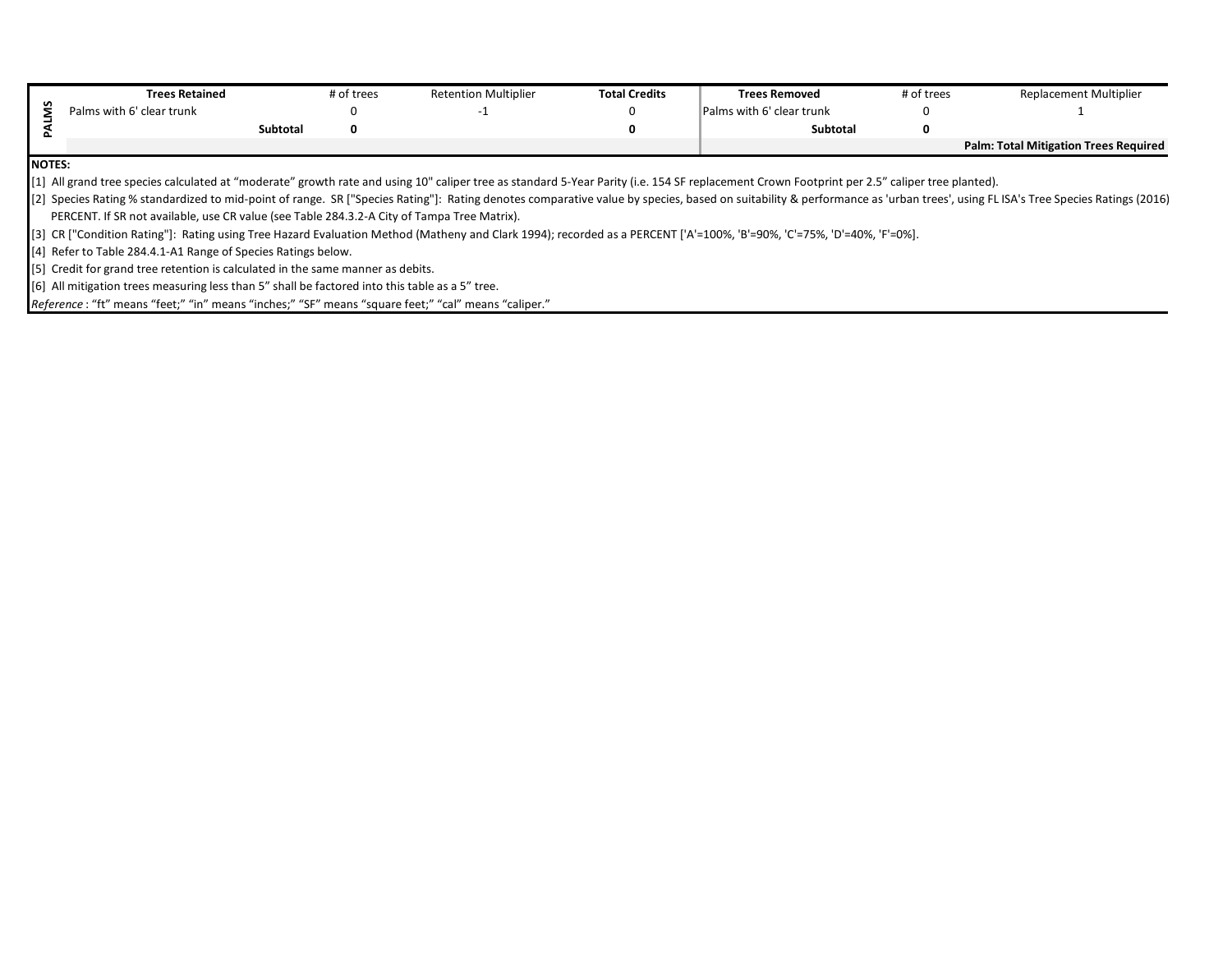| PALMS | Trees Retained | | # of trees | Retention Multiplier | Total Credits | Trees Removed | # of trees | Replacement Multiplier |
|---|---|---|---|---|---|---|---|---|
| | Palms with 6' clear trunk | | 0 | -1 | 0 | Palms with 6' clear trunk | 0 | 1 |
| | | **Subtotal** | **0** | | **0** | **Subtotal** | **0** | |
| | | | | | | | | **Palm: Total Mitigation Trees Required** |

**NOTES:**

[1] All grand tree species calculated at "moderate" growth rate and using 10" caliper tree as standard 5-Year Parity (i.e. 154 SF replacement Crown Footprint per 2.5" caliper tree planted).

[2] Species Rating % standardized to mid-point of range. SR ["Species Rating"]: Rating denotes comparative value by species, based on suitability & performance as 'urban trees', using FL ISA's Tree Species Ratings (2016) PERCENT. If SR not available, use CR value (see Table 284.3.2-A City of Tampa Tree Matrix).

[3] CR ["Condition Rating"]: Rating using Tree Hazard Evaluation Method (Matheny and Clark 1994); recorded as a PERCENT ['A'=100%, 'B'=90%, 'C'=75%, 'D'=40%, 'F'=0%].

[4] Refer to Table 284.4.1-A1 Range of Species Ratings below.

[5] Credit for grand tree retention is calculated in the same manner as debits.

[6] All mitigation trees measuring less than 5" shall be factored into this table as a 5" tree.

*Reference* : "ft" means "feet;" "in" means "inches;" "SF" means "square feet;" "cal" means "caliper."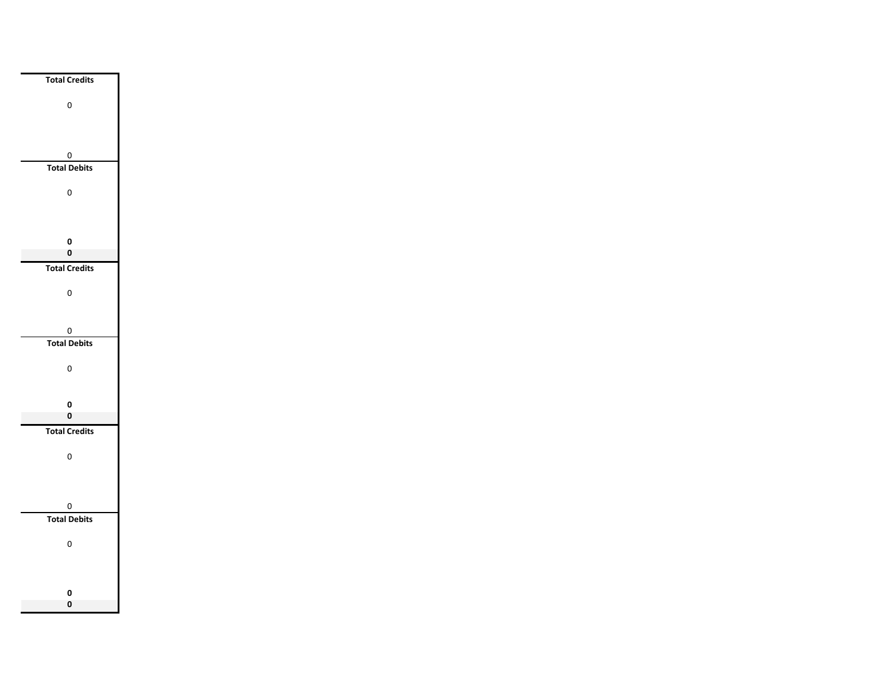| Total Credits |
|---|
| 0 |
| 0 |
| **Total Debits** |
| 0 |
| **0** |
| **0** |
| **Total Credits** |
| 0 |
| 0 |
| **Total Debits** |
| 0 |
| **0** |
| **0** |
| **Total Credits** |
| 0 |
| 0 |
| **Total Debits** |
| 0 |
| **0** |
| **0** |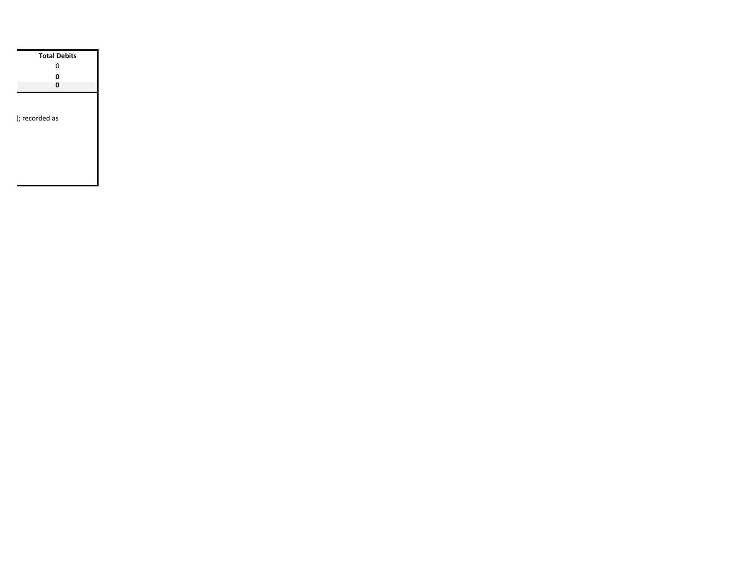| Total Debits |
| --- |
| 0 |
| **0** |
| **0** |

); recorded as